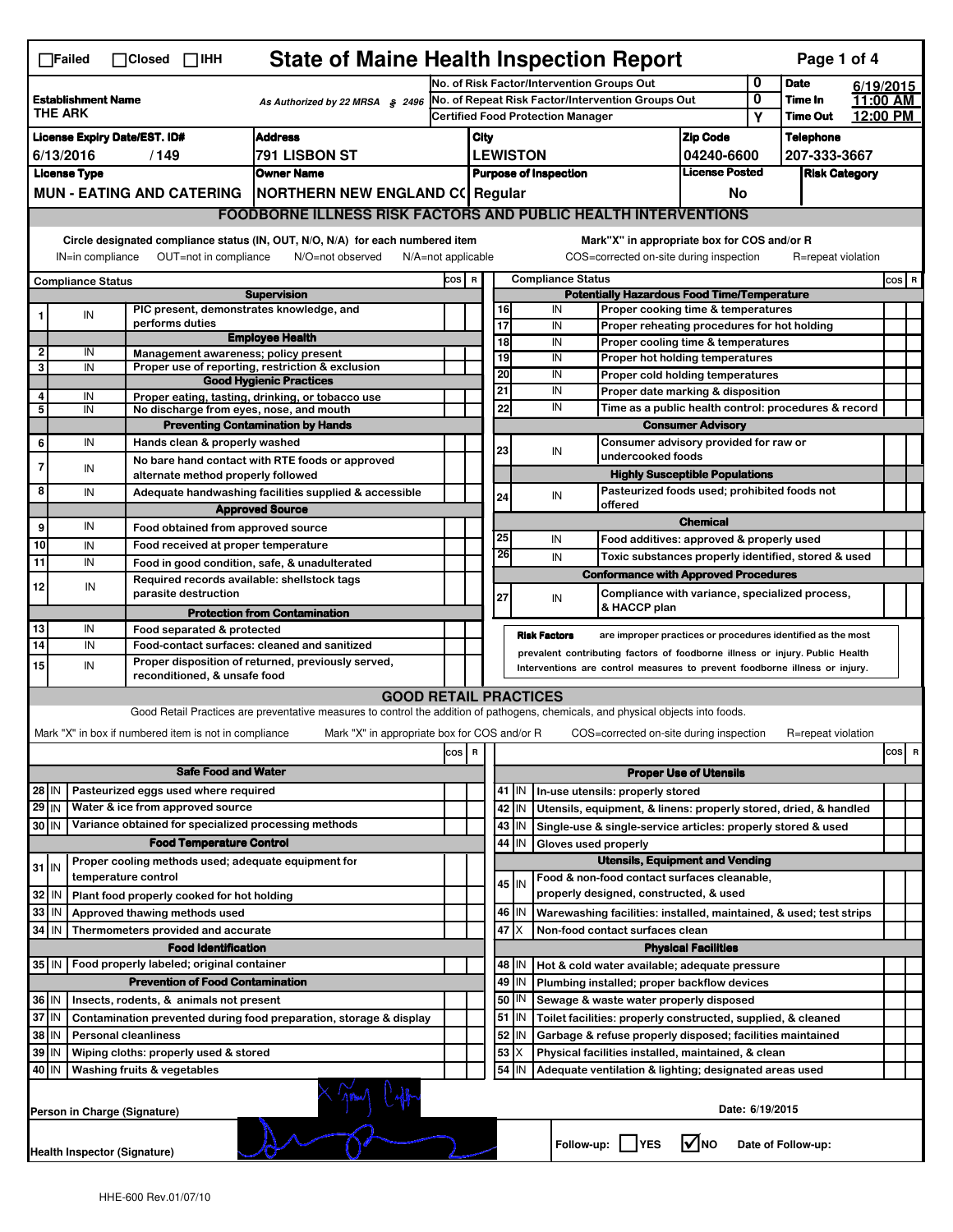# State of Maine Health Inspection Report

☐Failed ☐Closed ☐IHH

| | | | |
|---|---|---|---|
| **Establishment Name** THE ARK | As Authorized by 22 MRSA § 2496 | No. of Risk Factor/Intervention Groups Out: 0 | **Date** 6/19/2015 |
| | | No. of Repeat Risk Factor/Intervention Groups Out: 0 | **Time In** 11:00 AM |
| | | Certified Food Protection Manager: Y | **Time Out** 12:00 PM |

| License Expiry Date/EST. ID# | Address | City | Zip Code | Telephone |
|---|---|---|---|---|
| 6/13/2016 / 149 | 791 LISBON ST | LEWISTON | 04240-6600 | 207-333-3667 |

| License Type | Owner Name | Purpose of Inspection | License Posted | Risk Category |
|---|---|---|---|---|
| MUN - EATING AND CATERING | NORTHERN NEW ENGLAND CC | Regular | No | |

## FOODBORNE ILLNESS RISK FACTORS AND PUBLIC HEALTH INTERVENTIONS

Circle designated compliance status (IN, OUT, N/O, N/A) for each numbered item — IN=in compliance, OUT=not in compliance, N/O=not observed, N/A=not applicable

Mark "X" in appropriate box for COS and/or R — COS=corrected on-site during inspection, R=repeat violation

| # | Compliance Status | Item | COS | R |
|---|---|---|---|---|
| | | **Supervision** | | |
| 1 | IN | PIC present, demonstrates knowledge, and performs duties | | |
| | | **Employee Health** | | |
| 2 | IN | Management awareness; policy present | | |
| 3 | IN | Proper use of reporting, restriction & exclusion | | |
| | | **Good Hygienic Practices** | | |
| 4 | IN | Proper eating, tasting, drinking, or tobacco use | | |
| 5 | IN | No discharge from eyes, nose, and mouth | | |
| | | **Preventing Contamination by Hands** | | |
| 6 | IN | Hands clean & properly washed | | |
| 7 | IN | No bare hand contact with RTE foods or approved alternate method properly followed | | |
| 8 | IN | Adequate handwashing facilities supplied & accessible | | |
| | | **Approved Source** | | |
| 9 | IN | Food obtained from approved source | | |
| 10 | IN | Food received at proper temperature | | |
| 11 | IN | Food in good condition, safe, & unadulterated | | |
| 12 | IN | Required records available: shellstock tags parasite destruction | | |
| | | **Protection from Contamination** | | |
| 13 | IN | Food separated & protected | | |
| 14 | IN | Food-contact surfaces: cleaned and sanitized | | |
| 15 | IN | Proper disposition of returned, previously served, reconditioned, & unsafe food | | |
| | | **Potentially Hazardous Food Time/Temperature** | | |
| 16 | IN | Proper cooking time & temperatures | | |
| 17 | IN | Proper reheating procedures for hot holding | | |
| 18 | IN | Proper cooling time & temperatures | | |
| 19 | IN | Proper hot holding temperatures | | |
| 20 | IN | Proper cold holding temperatures | | |
| 21 | IN | Proper date marking & disposition | | |
| 22 | IN | Time as a public health control: procedures & record | | |
| | | **Consumer Advisory** | | |
| 23 | IN | Consumer advisory provided for raw or undercooked foods | | |
| | | **Highly Susceptible Populations** | | |
| 24 | IN | Pasteurized foods used; prohibited foods not offered | | |
| | | **Chemical** | | |
| 25 | IN | Food additives: approved & properly used | | |
| 26 | IN | Toxic substances properly identified, stored & used | | |
| | | **Conformance with Approved Procedures** | | |
| 27 | IN | Compliance with variance, specialized process, & HACCP plan | | |

**Risk Factors** are improper practices or procedures identified as the most prevalent contributing factors of foodborne illness or injury. Public Health Interventions are control measures to prevent foodborne illness or injury.

## GOOD RETAIL PRACTICES

Good Retail Practices are preventative measures to control the addition of pathogens, chemicals, and physical objects into foods.

Mark "X" in box if numbered item is not in compliance — Mark "X" in appropriate box for COS and/or R — COS=corrected on-site during inspection — R=repeat violation

| # | Status | Item | COS | R |
|---|---|---|---|---|
| | | **Safe Food and Water** | | |
| 28 | IN | Pasteurized eggs used where required | | |
| 29 | IN | Water & ice from approved source | | |
| 30 | IN | Variance obtained for specialized processing methods | | |
| | | **Food Temperature Control** | | |
| 31 | IN | Proper cooling methods used; adequate equipment for temperature control | | |
| 32 | IN | Plant food properly cooked for hot holding | | |
| 33 | IN | Approved thawing methods used | | |
| 34 | IN | Thermometers provided and accurate | | |
| | | **Food Identification** | | |
| 35 | IN | Food properly labeled; original container | | |
| | | **Prevention of Food Contamination** | | |
| 36 | IN | Insects, rodents, & animals not present | | |
| 37 | IN | Contamination prevented during food preparation, storage & display | | |
| 38 | IN | Personal cleanliness | | |
| 39 | IN | Wiping cloths: properly used & stored | | |
| 40 | IN | Washing fruits & vegetables | | |
| | | **Proper Use of Utensils** | | |
| 41 | IN | In-use utensils: properly stored | | |
| 42 | IN | Utensils, equipment, & linens: properly stored, dried, & handled | | |
| 43 | IN | Single-use & single-service articles: properly stored & used | | |
| 44 | IN | Gloves used properly | | |
| | | **Utensils, Equipment and Vending** | | |
| 45 | IN | Food & non-food contact surfaces cleanable, properly designed, constructed, & used | | |
| 46 | IN | Warewashing facilities: installed, maintained, & used; test strips | | |
| 47 | X | Non-food contact surfaces clean | | |
| | | **Physical Facilities** | | |
| 48 | IN | Hot & cold water available; adequate pressure | | |
| 49 | IN | Plumbing installed; proper backflow devices | | |
| 50 | IN | Sewage & waste water properly disposed | | |
| 51 | IN | Toilet facilities: properly constructed, supplied, & cleaned | | |
| 52 | IN | Garbage & refuse properly disposed; facilities maintained | | |
| 53 | X | Physical facilities installed, maintained, & clean | | |
| 54 | IN | Adequate ventilation & lighting; designated areas used | | |

Person in Charge (Signature): [signature]

Date: 6/19/2015

Health Inspector (Signature): [signature]

Follow-up: ☐YES ☑NO — Date of Follow-up:

HHE-600 Rev.01/07/10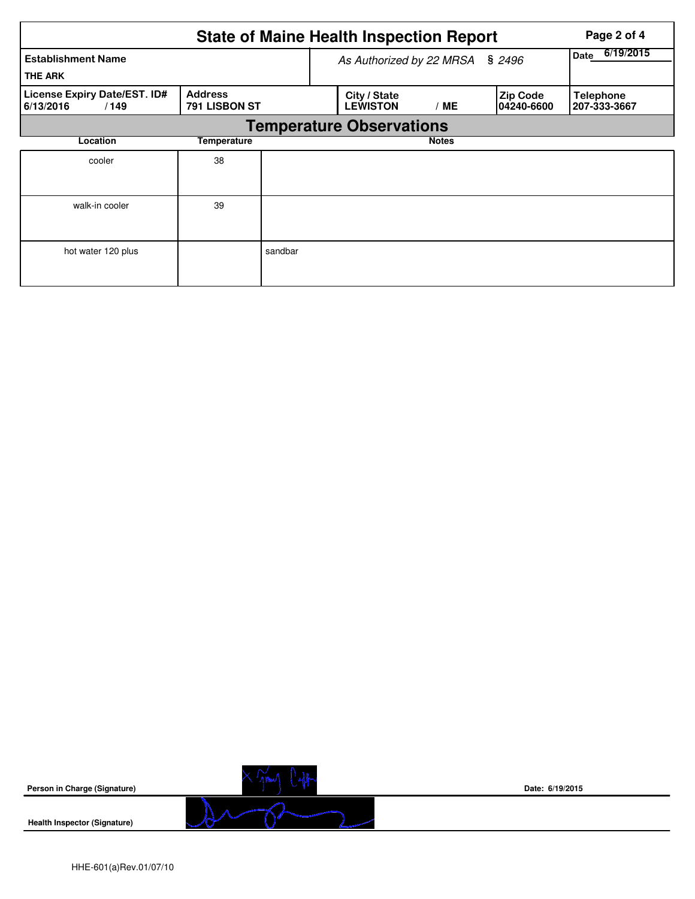# State of Maine Health Inspection Report

| Establishment Name | As Authorized by 22 MRSA § 2496 | | | Date 6/19/2015 |
|---|---|---|---|---|
| THE ARK | | | | |
| License Expiry Date/EST. ID# 6/13/2016 / 149 | Address 791 LISBON ST | City / State LEWISTON / ME | Zip Code 04240-6600 | Telephone 207-333-3667 |

## Temperature Observations

| Location | Temperature | Notes |
|---|---|---|
| cooler | 38 | |
| walk-in cooler | 39 | |
| hot water 120 plus | | sandbar |

**Person in Charge (Signature)** — **Date: 6/19/2015**

**Health Inspector (Signature)**

HHE-601(a)Rev.01/07/10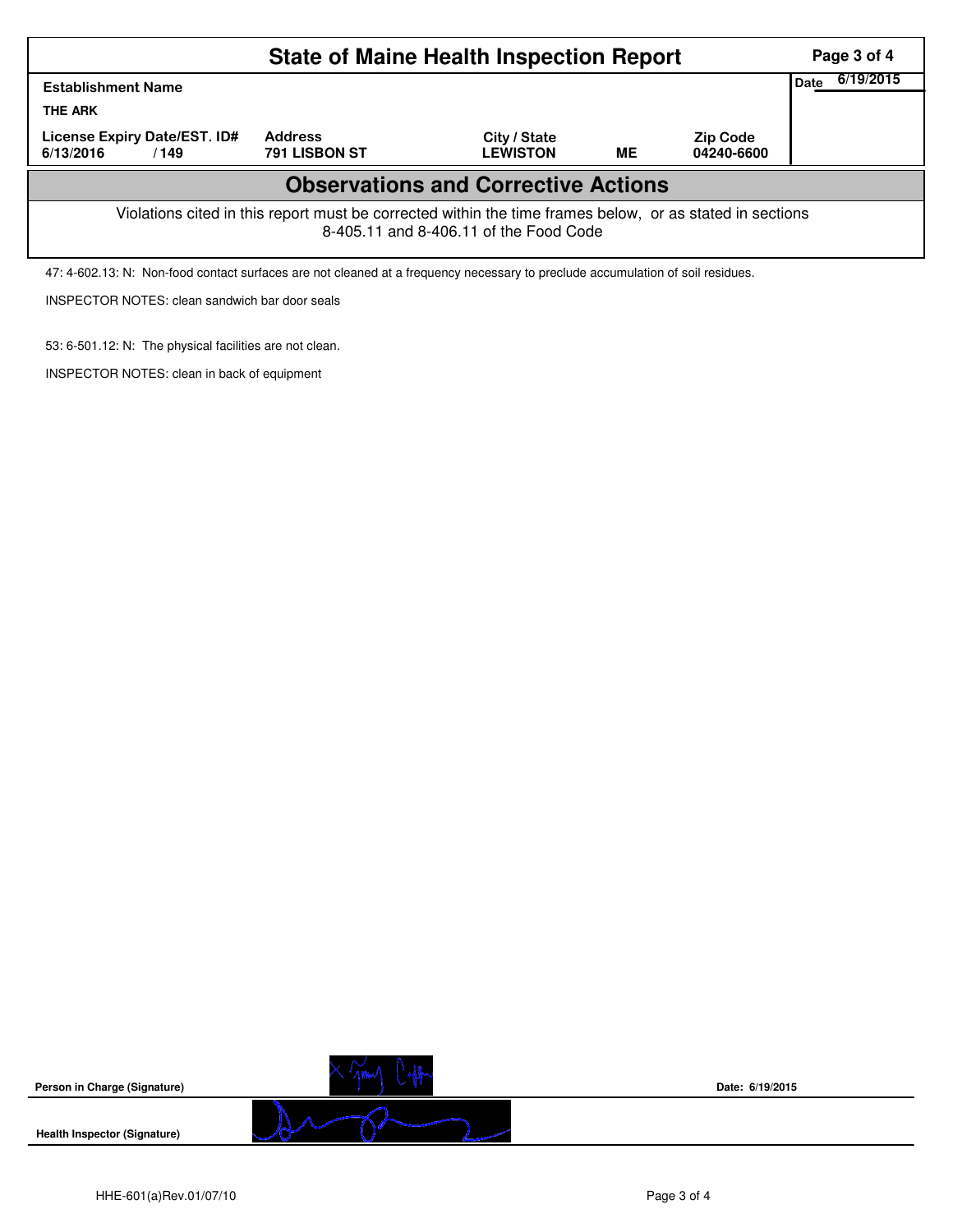# State of Maine Health Inspection Report

| Establishment Name | | | | | Date 6/19/2015 |
|---|---|---|---|---|---|
| THE ARK | | | | | |
| License Expiry Date/EST. ID# | Address | City / State | | Zip Code | |
| 6/13/2016 / 149 | 791 LISBON ST | LEWISTON | ME | 04240-6600 | |

## Observations and Corrective Actions

Violations cited in this report must be corrected within the time frames below, or as stated in sections 8-405.11 and 8-406.11 of the Food Code

47: 4-602.13: N: Non-food contact surfaces are not cleaned at a frequency necessary to preclude accumulation of soil residues.

INSPECTOR NOTES: clean sandwich bar door seals

53: 6-501.12: N: The physical facilities are not clean.

INSPECTOR NOTES: clean in back of equipment

**Person in Charge (Signature)** Date: 6/19/2015

**Health Inspector (Signature)**

HHE-601(a)Rev.01/07/10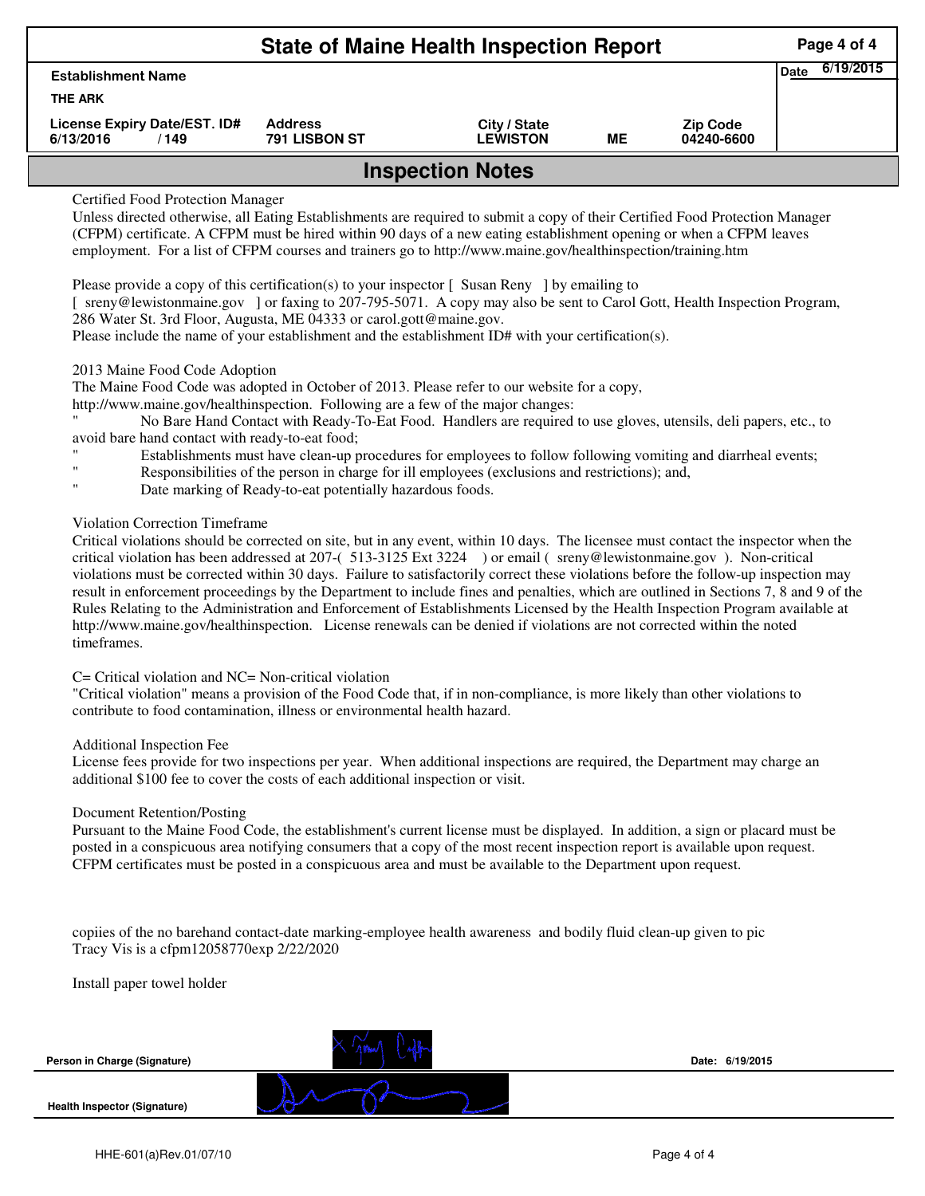# State of Maine Health Inspection Report

| Establishment Name | | | | | Date 6/19/2015 |
|---|---|---|---|---|---|
| THE ARK | | | | | |
| License Expiry Date/EST. ID# | Address | City / State | | Zip Code | |
| 6/13/2016 / 149 | 791 LISBON ST | LEWISTON | ME | 04240-6600 | |

## Inspection Notes

Certified Food Protection Manager

Unless directed otherwise, all Eating Establishments are required to submit a copy of their Certified Food Protection Manager (CFPM) certificate. A CFPM must be hired within 90 days of a new eating establishment opening or when a CFPM leaves employment. For a list of CFPM courses and trainers go to http://www.maine.gov/healthinspection/training.htm

Please provide a copy of this certification(s) to your inspector [ Susan Reny ] by emailing to [ sreny@lewistonmaine.gov ] or faxing to 207-795-5071. A copy may also be sent to Carol Gott, Health Inspection Program, 286 Water St. 3rd Floor, Augusta, ME 04333 or carol.gott@maine.gov.

Please include the name of your establishment and the establishment ID# with your certification(s).

2013 Maine Food Code Adoption

The Maine Food Code was adopted in October of 2013. Please refer to our website for a copy, http://www.maine.gov/healthinspection. Following are a few of the major changes:

" No Bare Hand Contact with Ready-To-Eat Food. Handlers are required to use gloves, utensils, deli papers, etc., to avoid bare hand contact with ready-to-eat food;

" Establishments must have clean-up procedures for employees to follow following vomiting and diarrheal events;

" Responsibilities of the person in charge for ill employees (exclusions and restrictions); and,

" Date marking of Ready-to-eat potentially hazardous foods.

Violation Correction Timeframe

Critical violations should be corrected on site, but in any event, within 10 days. The licensee must contact the inspector when the critical violation has been addressed at 207-( 513-3125 Ext 3224 ) or email ( sreny@lewistonmaine.gov ). Non-critical violations must be corrected within 30 days. Failure to satisfactorily correct these violations before the follow-up inspection may result in enforcement proceedings by the Department to include fines and penalties, which are outlined in Sections 7, 8 and 9 of the Rules Relating to the Administration and Enforcement of Establishments Licensed by the Health Inspection Program available at http://www.maine.gov/healthinspection. License renewals can be denied if violations are not corrected within the noted timeframes.

C= Critical violation and NC= Non-critical violation

"Critical violation" means a provision of the Food Code that, if in non-compliance, is more likely than other violations to contribute to food contamination, illness or environmental health hazard.

Additional Inspection Fee

License fees provide for two inspections per year. When additional inspections are required, the Department may charge an additional $100 fee to cover the costs of each additional inspection or visit.

Document Retention/Posting

Pursuant to the Maine Food Code, the establishment's current license must be displayed. In addition, a sign or placard must be posted in a conspicuous area notifying consumers that a copy of the most recent inspection report is available upon request. CFPM certificates must be posted in a conspicuous area and must be available to the Department upon request.

copiies of the no barehand contact-date marking-employee health awareness and bodily fluid clean-up given to pic
Tracy Vis is a cfpm12058770exp 2/22/2020

Install paper towel holder

Person in Charge (Signature) Date: 6/19/2015

Health Inspector (Signature)

HHE-601(a)Rev.01/07/10